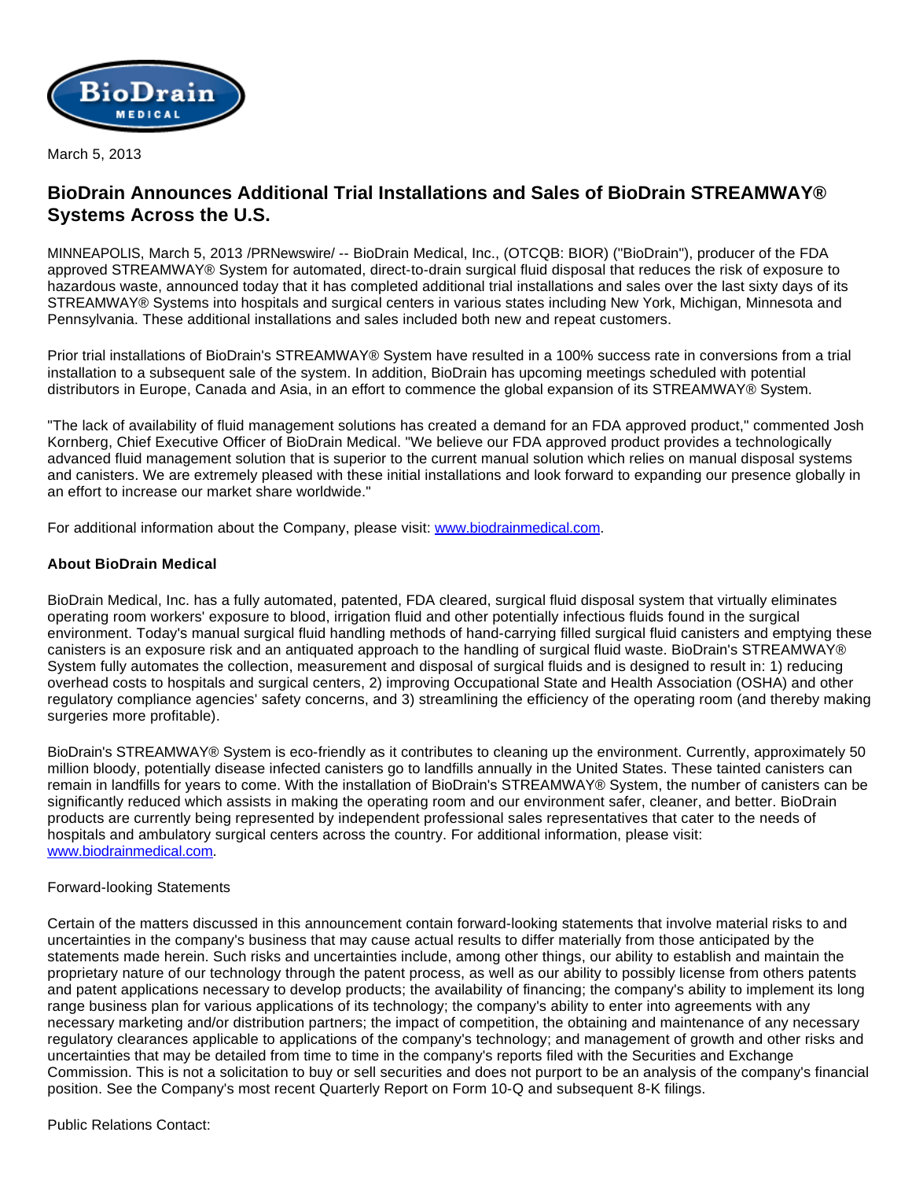BioDrain MEDICAL

March 5, 2013

# BioDrain Announces Additional Trial Installations and Sales of BioDrain STREAMWAY® Systems Across the U.S.

MINNEAPOLIS, March 5, 2013 /PRNewswire/ -- BioDrain Medical, Inc., (OTCQB: BIOR) ("BioDrain"), producer of the FDA approved STREAMWAY® System for automated, direct-to-drain surgical fluid disposal that reduces the risk of exposure to hazardous waste, announced today that it has completed additional trial installations and sales over the last sixty days of its STREAMWAY® Systems into hospitals and surgical centers in various states including New York, Michigan, Minnesota and Pennsylvania. These additional installations and sales included both new and repeat customers.

Prior trial installations of BioDrain's STREAMWAY® System have resulted in a 100% success rate in conversions from a trial installation to a subsequent sale of the system. In addition, BioDrain has upcoming meetings scheduled with potential distributors in Europe, Canada and Asia, in an effort to commence the global expansion of its STREAMWAY® System.

"The lack of availability of fluid management solutions has created a demand for an FDA approved product," commented Josh Kornberg, Chief Executive Officer of BioDrain Medical. "We believe our FDA approved product provides a technologically advanced fluid management solution that is superior to the current manual solution which relies on manual disposal systems and canisters. We are extremely pleased with these initial installations and look forward to expanding our presence globally in an effort to increase our market share worldwide."

For additional information about the Company, please visit: [www.biodrainmedical.com](http://www.biodrainmedical.com).

**About BioDrain Medical**

BioDrain Medical, Inc. has a fully automated, patented, FDA cleared, surgical fluid disposal system that virtually eliminates operating room workers' exposure to blood, irrigation fluid and other potentially infectious fluids found in the surgical environment. Today's manual surgical fluid handling methods of hand-carrying filled surgical fluid canisters and emptying these canisters is an exposure risk and an antiquated approach to the handling of surgical fluid waste. BioDrain's STREAMWAY® System fully automates the collection, measurement and disposal of surgical fluids and is designed to result in: 1) reducing overhead costs to hospitals and surgical centers, 2) improving Occupational State and Health Association (OSHA) and other regulatory compliance agencies' safety concerns, and 3) streamlining the efficiency of the operating room (and thereby making surgeries more profitable).

BioDrain's STREAMWAY® System is eco-friendly as it contributes to cleaning up the environment. Currently, approximately 50 million bloody, potentially disease infected canisters go to landfills annually in the United States. These tainted canisters can remain in landfills for years to come. With the installation of BioDrain's STREAMWAY® System, the number of canisters can be significantly reduced which assists in making the operating room and our environment safer, cleaner, and better. BioDrain products are currently being represented by independent professional sales representatives that cater to the needs of hospitals and ambulatory surgical centers across the country. For additional information, please visit: [www.biodrainmedical.com](http://www.biodrainmedical.com).

Forward-looking Statements

Certain of the matters discussed in this announcement contain forward-looking statements that involve material risks to and uncertainties in the company's business that may cause actual results to differ materially from those anticipated by the statements made herein. Such risks and uncertainties include, among other things, our ability to establish and maintain the proprietary nature of our technology through the patent process, as well as our ability to possibly license from others patents and patent applications necessary to develop products; the availability of financing; the company's ability to implement its long range business plan for various applications of its technology; the company's ability to enter into agreements with any necessary marketing and/or distribution partners; the impact of competition, the obtaining and maintenance of any necessary regulatory clearances applicable to applications of the company's technology; and management of growth and other risks and uncertainties that may be detailed from time to time in the company's reports filed with the Securities and Exchange Commission. This is not a solicitation to buy or sell securities and does not purport to be an analysis of the company's financial position. See the Company's most recent Quarterly Report on Form 10-Q and subsequent 8-K filings.

Public Relations Contact: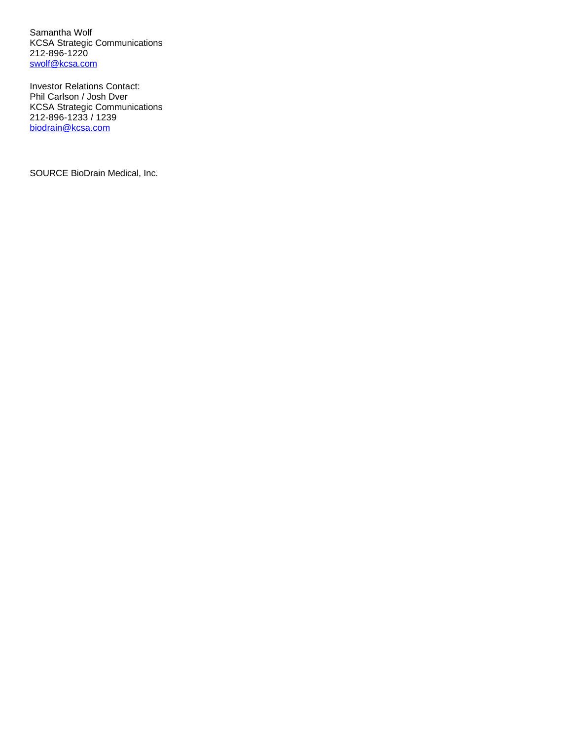Samantha Wolf
KCSA Strategic Communications
212-896-1220
swolf@kcsa.com

Investor Relations Contact:
Phil Carlson / Josh Dver
KCSA Strategic Communications
212-896-1233 / 1239
biodrain@kcsa.com

SOURCE BioDrain Medical, Inc.